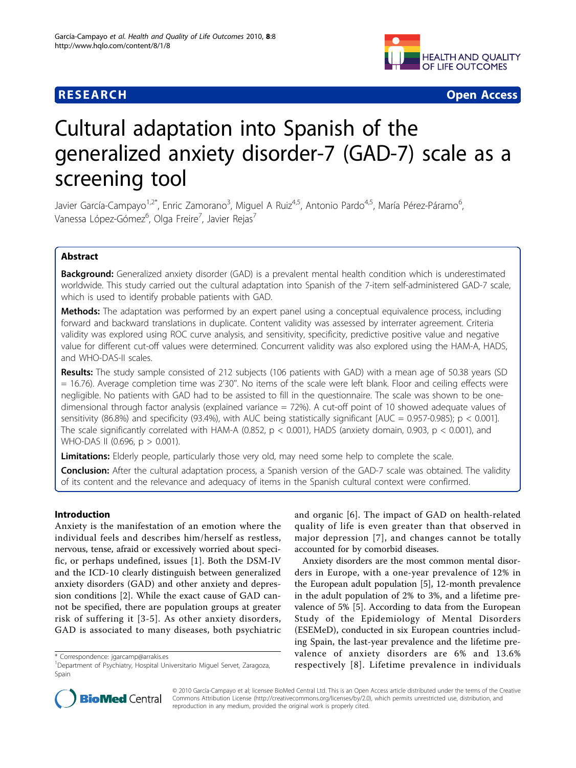**RESEARCH** **Open Access**

# Cultural adaptation into Spanish of the generalized anxiety disorder-7 (GAD-7) scale as a screening tool

Javier García-Campayo[1,2*], Enric Zamorano[3], Miguel A Ruiz[4,5], Antonio Pardo[4,5], María Pérez-Páramo[6], Vanessa López-Gómez[6], Olga Freire[7], Javier Rejas[7]

## Abstract

**Background:** Generalized anxiety disorder (GAD) is a prevalent mental health condition which is underestimated worldwide. This study carried out the cultural adaptation into Spanish of the 7-item self-administered GAD-7 scale, which is used to identify probable patients with GAD.

**Methods:** The adaptation was performed by an expert panel using a conceptual equivalence process, including forward and backward translations in duplicate. Content validity was assessed by interrater agreement. Criteria validity was explored using ROC curve analysis, and sensitivity, specificity, predictive positive value and negative value for different cut-off values were determined. Concurrent validity was also explored using the HAM-A, HADS, and WHO-DAS-II scales.

**Results:** The study sample consisted of 212 subjects (106 patients with GAD) with a mean age of 50.38 years (SD = 16.76). Average completion time was 2'30". No items of the scale were left blank. Floor and ceiling effects were negligible. No patients with GAD had to be assisted to fill in the questionnaire. The scale was shown to be one-dimensional through factor analysis (explained variance = 72%). A cut-off point of 10 showed adequate values of sensitivity (86.8%) and specificity (93.4%), with AUC being statistically significant [AUC = 0.957-0.985); $p < 0.001$]. The scale significantly correlated with HAM-A (0.852, $p < 0.001$), HADS (anxiety domain, 0.903, $p < 0.001$), and WHO-DAS II (0.696, $p > 0.001$).

**Limitations:** Elderly people, particularly those very old, may need some help to complete the scale.

**Conclusion:** After the cultural adaptation process, a Spanish version of the GAD-7 scale was obtained. The validity of its content and the relevance and adequacy of items in the Spanish cultural context were confirmed.

## Introduction

Anxiety is the manifestation of an emotion where the individual feels and describes him/herself as restless, nervous, tense, afraid or excessively worried about specific, or perhaps undefined, issues [1]. Both the DSM-IV and the ICD-10 clearly distinguish between generalized anxiety disorders (GAD) and other anxiety and depression conditions [2]. While the exact cause of GAD cannot be specified, there are population groups at greater risk of suffering it [3-5]. As other anxiety disorders, GAD is associated to many diseases, both psychiatric and organic [6]. The impact of GAD on health-related quality of life is even greater than that observed in major depression [7], and changes cannot be totally accounted for by comorbid diseases.

Anxiety disorders are the most common mental disorders in Europe, with a one-year prevalence of 12% in the European adult population [5], 12-month prevalence in the adult population of 2% to 3%, and a lifetime prevalence of 5% [5]. According to data from the European Study of the Epidemiology of Mental Disorders (ESEMeD), conducted in six European countries including Spain, the last-year prevalence and the lifetime prevalence of anxiety disorders are 6% and 13.6% respectively [8]. Lifetime prevalence in individuals

\* Correspondence: jgarcamp@arrakis.es
[1]Department of Psychiatry, Hospital Universitario Miguel Servet, Zaragoza, Spain

© 2010 García-Campayo et al; licensee BioMed Central Ltd. This is an Open Access article distributed under the terms of the Creative Commons Attribution License (http://creativecommons.org/licenses/by/2.0), which permits unrestricted use, distribution, and reproduction in any medium, provided the original work is properly cited.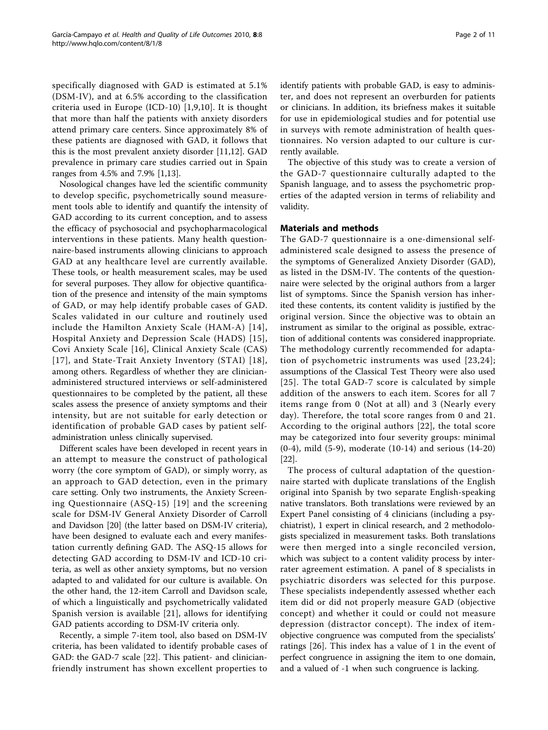specifically diagnosed with GAD is estimated at 5.1% (DSM-IV), and at 6.5% according to the classification criteria used in Europe (ICD-10) [1,9,10]. It is thought that more than half the patients with anxiety disorders attend primary care centers. Since approximately 8% of these patients are diagnosed with GAD, it follows that this is the most prevalent anxiety disorder [11,12]. GAD prevalence in primary care studies carried out in Spain ranges from 4.5% and 7.9% [1,13].

Nosological changes have led the scientific community to develop specific, psychometrically sound measurement tools able to identify and quantify the intensity of GAD according to its current conception, and to assess the efficacy of psychosocial and psychopharmacological interventions in these patients. Many health questionnaire-based instruments allowing clinicians to approach GAD at any healthcare level are currently available. These tools, or health measurement scales, may be used for several purposes. They allow for objective quantification of the presence and intensity of the main symptoms of GAD, or may help identify probable cases of GAD. Scales validated in our culture and routinely used include the Hamilton Anxiety Scale (HAM-A) [14], Hospital Anxiety and Depression Scale (HADS) [15], Covi Anxiety Scale [16], Clinical Anxiety Scale (CAS) [17], and State-Trait Anxiety Inventory (STAI) [18], among others. Regardless of whether they are clinician-administered structured interviews or self-administered questionnaires to be completed by the patient, all these scales assess the presence of anxiety symptoms and their intensity, but are not suitable for early detection or identification of probable GAD cases by patient self-administration unless clinically supervised.

Different scales have been developed in recent years in an attempt to measure the construct of pathological worry (the core symptom of GAD), or simply worry, as an approach to GAD detection, even in the primary care setting. Only two instruments, the Anxiety Screening Questionnaire (ASQ-15) [19] and the screening scale for DSM-IV General Anxiety Disorder of Carroll and Davidson [20] (the latter based on DSM-IV criteria), have been designed to evaluate each and every manifestation currently defining GAD. The ASQ-15 allows for detecting GAD according to DSM-IV and ICD-10 criteria, as well as other anxiety symptoms, but no version adapted to and validated for our culture is available. On the other hand, the 12-item Carroll and Davidson scale, of which a linguistically and psychometrically validated Spanish version is available [21], allows for identifying GAD patients according to DSM-IV criteria only.

Recently, a simple 7-item tool, also based on DSM-IV criteria, has been validated to identify probable cases of GAD: the GAD-7 scale [22]. This patient- and clinician-friendly instrument has shown excellent properties to identify patients with probable GAD, is easy to administer, and does not represent an overburden for patients or clinicians. In addition, its briefness makes it suitable for use in epidemiological studies and for potential use in surveys with remote administration of health questionnaires. No version adapted to our culture is currently available.

The objective of this study was to create a version of the GAD-7 questionnaire culturally adapted to the Spanish language, and to assess the psychometric properties of the adapted version in terms of reliability and validity.

## Materials and methods

The GAD-7 questionnaire is a one-dimensional self-administered scale designed to assess the presence of the symptoms of Generalized Anxiety Disorder (GAD), as listed in the DSM-IV. The contents of the questionnaire were selected by the original authors from a larger list of symptoms. Since the Spanish version has inherited these contents, its content validity is justified by the original version. Since the objective was to obtain an instrument as similar to the original as possible, extraction of additional contents was considered inappropriate. The methodology currently recommended for adaptation of psychometric instruments was used [23,24]; assumptions of the Classical Test Theory were also used [25]. The total GAD-7 score is calculated by simple addition of the answers to each item. Scores for all 7 items range from 0 (Not at all) and 3 (Nearly every day). Therefore, the total score ranges from 0 and 21. According to the original authors [22], the total score may be categorized into four severity groups: minimal (0-4), mild (5-9), moderate (10-14) and serious (14-20) [22].

The process of cultural adaptation of the questionnaire started with duplicate translations of the English original into Spanish by two separate English-speaking native translators. Both translations were reviewed by an Expert Panel consisting of 4 clinicians (including a psychiatrist), 1 expert in clinical research, and 2 methodologists specialized in measurement tasks. Both translations were then merged into a single reconciled version, which was subject to a content validity process by inter-rater agreement estimation. A panel of 8 specialists in psychiatric disorders was selected for this purpose. These specialists independently assessed whether each item did or did not properly measure GAD (objective concept) and whether it could or could not measure depression (distractor concept). The index of item-objective congruence was computed from the specialists' ratings [26]. This index has a value of 1 in the event of perfect congruence in assigning the item to one domain, and a valued of -1 when such congruence is lacking.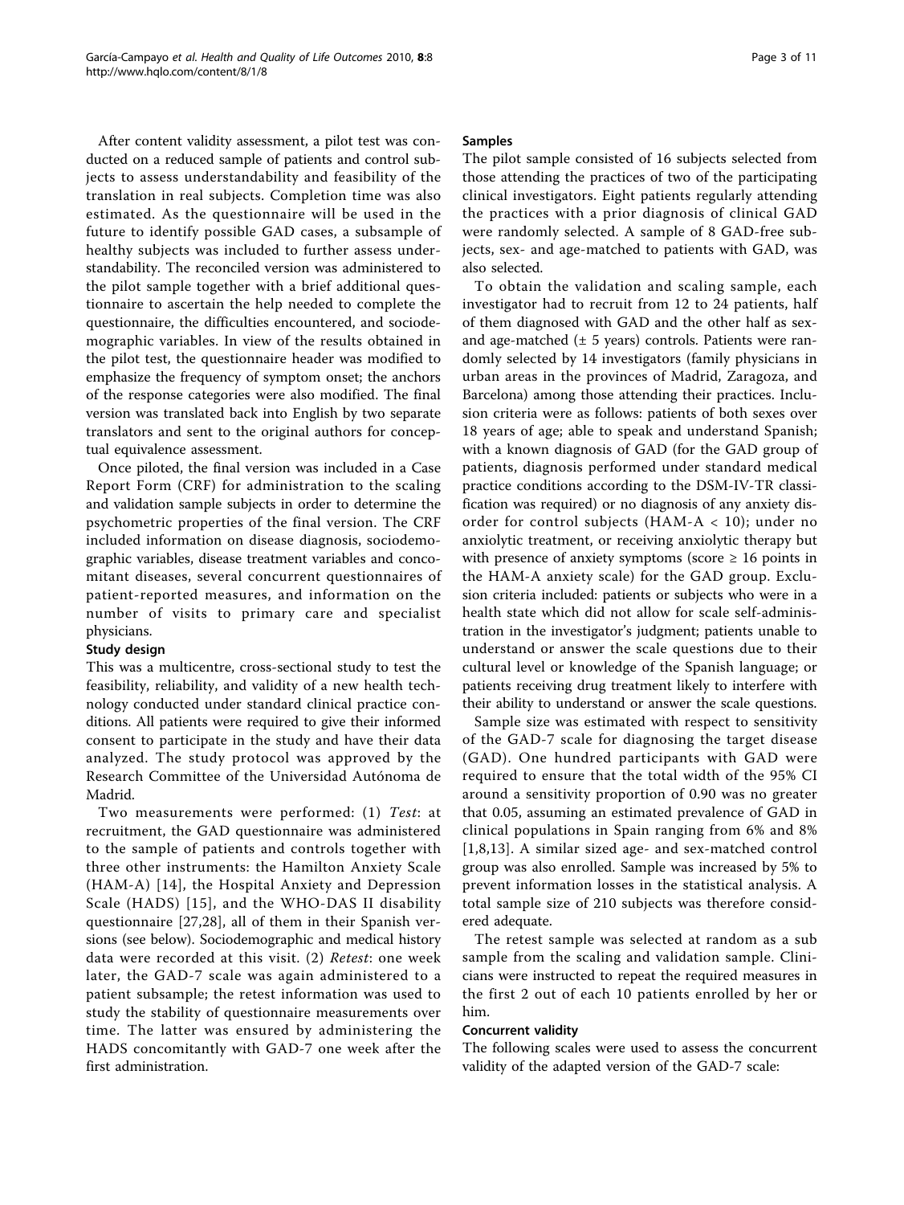After content validity assessment, a pilot test was conducted on a reduced sample of patients and control subjects to assess understandability and feasibility of the translation in real subjects. Completion time was also estimated. As the questionnaire will be used in the future to identify possible GAD cases, a subsample of healthy subjects was included to further assess understandability. The reconciled version was administered to the pilot sample together with a brief additional questionnaire to ascertain the help needed to complete the questionnaire, the difficulties encountered, and sociodemographic variables. In view of the results obtained in the pilot test, the questionnaire header was modified to emphasize the frequency of symptom onset; the anchors of the response categories were also modified. The final version was translated back into English by two separate translators and sent to the original authors for conceptual equivalence assessment.

Once piloted, the final version was included in a Case Report Form (CRF) for administration to the scaling and validation sample subjects in order to determine the psychometric properties of the final version. The CRF included information on disease diagnosis, sociodemographic variables, disease treatment variables and concomitant diseases, several concurrent questionnaires of patient-reported measures, and information on the number of visits to primary care and specialist physicians.

### Study design

This was a multicentre, cross-sectional study to test the feasibility, reliability, and validity of a new health technology conducted under standard clinical practice conditions. All patients were required to give their informed consent to participate in the study and have their data analyzed. The study protocol was approved by the Research Committee of the Universidad Autónoma de Madrid.

Two measurements were performed: (1) *Test*: at recruitment, the GAD questionnaire was administered to the sample of patients and controls together with three other instruments: the Hamilton Anxiety Scale (HAM-A) [14], the Hospital Anxiety and Depression Scale (HADS) [15], and the WHO-DAS II disability questionnaire [27,28], all of them in their Spanish versions (see below). Sociodemographic and medical history data were recorded at this visit. (2) *Retest*: one week later, the GAD-7 scale was again administered to a patient subsample; the retest information was used to study the stability of questionnaire measurements over time. The latter was ensured by administering the HADS concomitantly with GAD-7 one week after the first administration.

### Samples

The pilot sample consisted of 16 subjects selected from those attending the practices of two of the participating clinical investigators. Eight patients regularly attending the practices with a prior diagnosis of clinical GAD were randomly selected. A sample of 8 GAD-free subjects, sex- and age-matched to patients with GAD, was also selected.

To obtain the validation and scaling sample, each investigator had to recruit from 12 to 24 patients, half of them diagnosed with GAD and the other half as sex- and age-matched (± 5 years) controls. Patients were randomly selected by 14 investigators (family physicians in urban areas in the provinces of Madrid, Zaragoza, and Barcelona) among those attending their practices. Inclusion criteria were as follows: patients of both sexes over 18 years of age; able to speak and understand Spanish; with a known diagnosis of GAD (for the GAD group of patients, diagnosis performed under standard medical practice conditions according to the DSM-IV-TR classification was required) or no diagnosis of any anxiety disorder for control subjects (HAM-A < 10); under no anxiolytic treatment, or receiving anxiolytic therapy but with presence of anxiety symptoms (score ≥ 16 points in the HAM-A anxiety scale) for the GAD group. Exclusion criteria included: patients or subjects who were in a health state which did not allow for scale self-administration in the investigator's judgment; patients unable to understand or answer the scale questions due to their cultural level or knowledge of the Spanish language; or patients receiving drug treatment likely to interfere with their ability to understand or answer the scale questions.

Sample size was estimated with respect to sensitivity of the GAD-7 scale for diagnosing the target disease (GAD). One hundred participants with GAD were required to ensure that the total width of the 95% CI around a sensitivity proportion of 0.90 was no greater that 0.05, assuming an estimated prevalence of GAD in clinical populations in Spain ranging from 6% and 8% [1,8,13]. A similar sized age- and sex-matched control group was also enrolled. Sample was increased by 5% to prevent information losses in the statistical analysis. A total sample size of 210 subjects was therefore considered adequate.

The retest sample was selected at random as a sub sample from the scaling and validation sample. Clinicians were instructed to repeat the required measures in the first 2 out of each 10 patients enrolled by her or him.

### Concurrent validity

The following scales were used to assess the concurrent validity of the adapted version of the GAD-7 scale: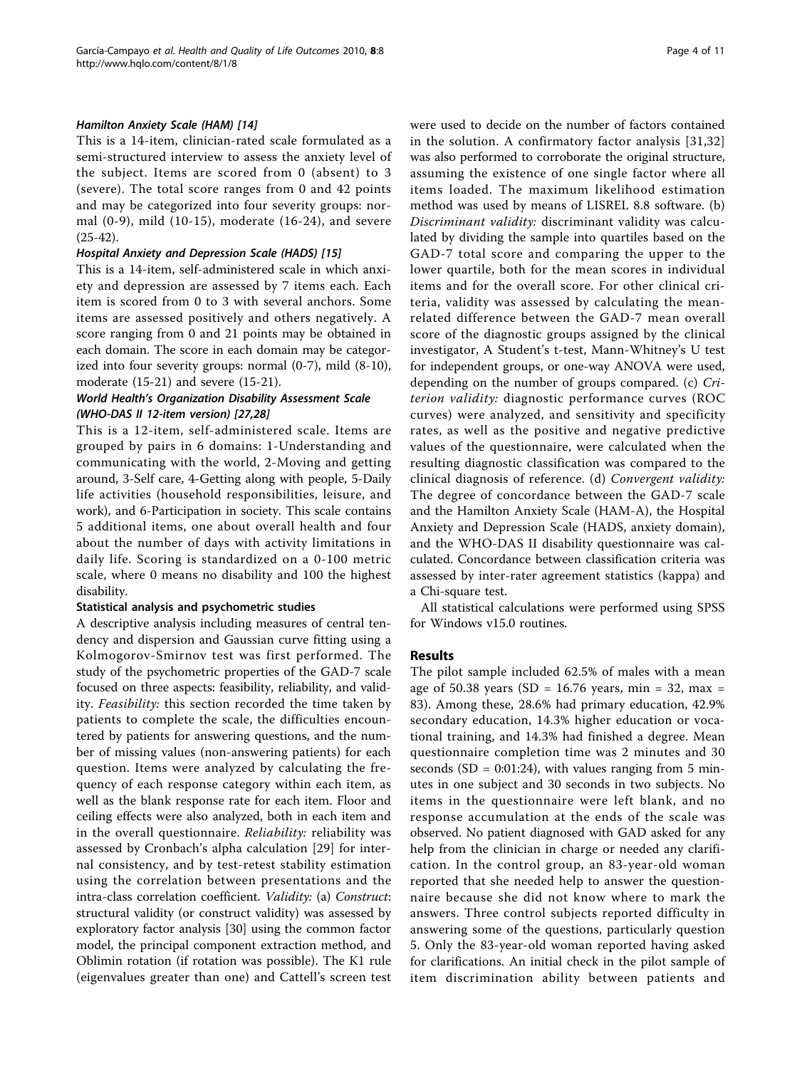#### *Hamilton Anxiety Scale (HAM) [14]*

This is a 14-item, clinician-rated scale formulated as a semi-structured interview to assess the anxiety level of the subject. Items are scored from 0 (absent) to 3 (severe). The total score ranges from 0 and 42 points and may be categorized into four severity groups: normal (0-9), mild (10-15), moderate (16-24), and severe (25-42).

#### *Hospital Anxiety and Depression Scale (HADS) [15]*

This is a 14-item, self-administered scale in which anxiety and depression are assessed by 7 items each. Each item is scored from 0 to 3 with several anchors. Some items are assessed positively and others negatively. A score ranging from 0 and 21 points may be obtained in each domain. The score in each domain may be categorized into four severity groups: normal (0-7), mild (8-10), moderate (15-21) and severe (15-21).

#### *World Health's Organization Disability Assessment Scale (WHO-DAS II 12-item version) [27,28]*

This is a 12-item, self-administered scale. Items are grouped by pairs in 6 domains: 1-Understanding and communicating with the world, 2-Moving and getting around, 3-Self care, 4-Getting along with people, 5-Daily life activities (household responsibilities, leisure, and work), and 6-Participation in society. This scale contains 5 additional items, one about overall health and four about the number of days with activity limitations in daily life. Scoring is standardized on a 0-100 metric scale, where 0 means no disability and 100 the highest disability.

### Statistical analysis and psychometric studies

A descriptive analysis including measures of central tendency and dispersion and Gaussian curve fitting using a Kolmogorov-Smirnov test was first performed. The study of the psychometric properties of the GAD-7 scale focused on three aspects: feasibility, reliability, and validity. *Feasibility:* this section recorded the time taken by patients to complete the scale, the difficulties encountered by patients for answering questions, and the number of missing values (non-answering patients) for each question. Items were analyzed by calculating the frequency of each response category within each item, as well as the blank response rate for each item. Floor and ceiling effects were also analyzed, both in each item and in the overall questionnaire. *Reliability:* reliability was assessed by Cronbach's alpha calculation [29] for internal consistency, and by test-retest stability estimation using the correlation between presentations and the intra-class correlation coefficient. *Validity:* (a) *Construct*: structural validity (or construct validity) was assessed by exploratory factor analysis [30] using the common factor model, the principal component extraction method, and Oblimin rotation (if rotation was possible). The K1 rule (eigenvalues greater than one) and Cattell's screen test were used to decide on the number of factors contained in the solution. A confirmatory factor analysis [31,32] was also performed to corroborate the original structure, assuming the existence of one single factor where all items loaded. The maximum likelihood estimation method was used by means of LISREL 8.8 software. (b) *Discriminant validity:* discriminant validity was calculated by dividing the sample into quartiles based on the GAD-7 total score and comparing the upper to the lower quartile, both for the mean scores in individual items and for the overall score. For other clinical criteria, validity was assessed by calculating the mean-related difference between the GAD-7 mean overall score of the diagnostic groups assigned by the clinical investigator, A Student's t-test, Mann-Whitney's U test for independent groups, or one-way ANOVA were used, depending on the number of groups compared. (c) *Criterion validity:* diagnostic performance curves (ROC curves) were analyzed, and sensitivity and specificity rates, as well as the positive and negative predictive values of the questionnaire, were calculated when the resulting diagnostic classification was compared to the clinical diagnosis of reference. (d) *Convergent validity:* The degree of concordance between the GAD-7 scale and the Hamilton Anxiety Scale (HAM-A), the Hospital Anxiety and Depression Scale (HADS, anxiety domain), and the WHO-DAS II disability questionnaire was calculated. Concordance between classification criteria was assessed by inter-rater agreement statistics (kappa) and a Chi-square test.

All statistical calculations were performed using SPSS for Windows v15.0 routines.

## Results

The pilot sample included 62.5% of males with a mean age of 50.38 years (SD = 16.76 years, min = 32, max = 83). Among these, 28.6% had primary education, 42.9% secondary education, 14.3% higher education or vocational training, and 14.3% had finished a degree. Mean questionnaire completion time was 2 minutes and 30 seconds (SD = 0:01:24), with values ranging from 5 minutes in one subject and 30 seconds in two subjects. No items in the questionnaire were left blank, and no response accumulation at the ends of the scale was observed. No patient diagnosed with GAD asked for any help from the clinician in charge or needed any clarification. In the control group, an 83-year-old woman reported that she needed help to answer the questionnaire because she did not know where to mark the answers. Three control subjects reported difficulty in answering some of the questions, particularly question 5. Only the 83-year-old woman reported having asked for clarifications. An initial check in the pilot sample of item discrimination ability between patients and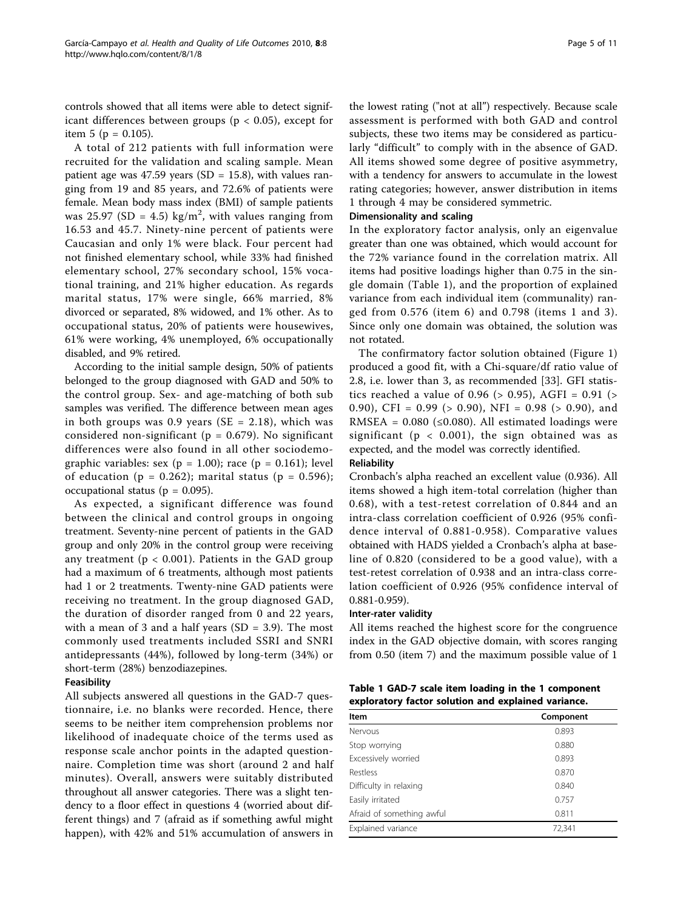controls showed that all items were able to detect significant differences between groups ($p < 0.05$), except for item 5 ($p = 0.105$).

A total of 212 patients with full information were recruited for the validation and scaling sample. Mean patient age was 47.59 years (SD = 15.8), with values ranging from 19 and 85 years, and 72.6% of patients were female. Mean body mass index (BMI) of sample patients was 25.97 (SD = 4.5) $kg/m^2$, with values ranging from 16.53 and 45.7. Ninety-nine percent of patients were Caucasian and only 1% were black. Four percent had not finished elementary school, while 33% had finished elementary school, 27% secondary school, 15% vocational training, and 21% higher education. As regards marital status, 17% were single, 66% married, 8% divorced or separated, 8% widowed, and 1% other. As to occupational status, 20% of patients were housewives, 61% were working, 4% unemployed, 6% occupationally disabled, and 9% retired.

According to the initial sample design, 50% of patients belonged to the group diagnosed with GAD and 50% to the control group. Sex- and age-matching of both sub samples was verified. The difference between mean ages in both groups was 0.9 years (SE = 2.18), which was considered non-significant ($p = 0.679$). No significant differences were also found in all other sociodemographic variables: sex ($p = 1.00$); race ($p = 0.161$); level of education ($p = 0.262$); marital status ($p = 0.596$); occupational status ($p = 0.095$).

As expected, a significant difference was found between the clinical and control groups in ongoing treatment. Seventy-nine percent of patients in the GAD group and only 20% in the control group were receiving any treatment ($p < 0.001$). Patients in the GAD group had a maximum of 6 treatments, although most patients had 1 or 2 treatments. Twenty-nine GAD patients were receiving no treatment. In the group diagnosed GAD, the duration of disorder ranged from 0 and 22 years, with a mean of 3 and a half years (SD = 3.9). The most commonly used treatments included SSRI and SNRI antidepressants (44%), followed by long-term (34%) or short-term (28%) benzodiazepines.

### Feasibility

All subjects answered all questions in the GAD-7 questionnaire, i.e. no blanks were recorded. Hence, there seems to be neither item comprehension problems nor likelihood of inadequate choice of the terms used as response scale anchor points in the adapted questionnaire. Completion time was short (around 2 and half minutes). Overall, answers were suitably distributed throughout all answer categories. There was a slight tendency to a floor effect in questions 4 (worried about different things) and 7 (afraid as if something awful might happen), with 42% and 51% accumulation of answers in the lowest rating ("not at all") respectively. Because scale assessment is performed with both GAD and control subjects, these two items may be considered as particularly "difficult" to comply with in the absence of GAD. All items showed some degree of positive asymmetry, with a tendency for answers to accumulate in the lowest rating categories; however, answer distribution in items 1 through 4 may be considered symmetric.

### Dimensionality and scaling

In the exploratory factor analysis, only an eigenvalue greater than one was obtained, which would account for the 72% variance found in the correlation matrix. All items had positive loadings higher than 0.75 in the single domain (Table 1), and the proportion of explained variance from each individual item (communality) ranged from 0.576 (item 6) and 0.798 (items 1 and 3). Since only one domain was obtained, the solution was not rotated.

The confirmatory factor solution obtained (Figure 1) produced a good fit, with a Chi-square/df ratio value of 2.8, i.e. lower than 3, as recommended [33]. GFI statistics reached a value of 0.96 (> 0.95), AGFI = 0.91 (> 0.90), CFI = 0.99 (> 0.90), NFI = 0.98 (> 0.90), and RMSEA = 0.080 (≤0.080). All estimated loadings were significant ($p < 0.001$), the sign obtained was as expected, and the model was correctly identified.

### Reliability

Cronbach's alpha reached an excellent value (0.936). All items showed a high item-total correlation (higher than 0.68), with a test-retest correlation of 0.844 and an intra-class correlation coefficient of 0.926 (95% confidence interval of 0.881-0.958). Comparative values obtained with HADS yielded a Cronbach's alpha at baseline of 0.820 (considered to be a good value), with a test-retest correlation of 0.938 and an intra-class correlation coefficient of 0.926 (95% confidence interval of 0.881-0.959).

### Inter-rater validity

All items reached the highest score for the congruence index in the GAD objective domain, with scores ranging from 0.50 (item 7) and the maximum possible value of 1

**Table 1 GAD-7 scale item loading in the 1 component exploratory factor solution and explained variance.**

| Item | Component |
|---|---|
| Nervous | 0.893 |
| Stop worrying | 0.880 |
| Excessively worried | 0.893 |
| Restless | 0.870 |
| Difficulty in relaxing | 0.840 |
| Easily irritated | 0.757 |
| Afraid of something awful | 0.811 |
| Explained variance | 72,341 |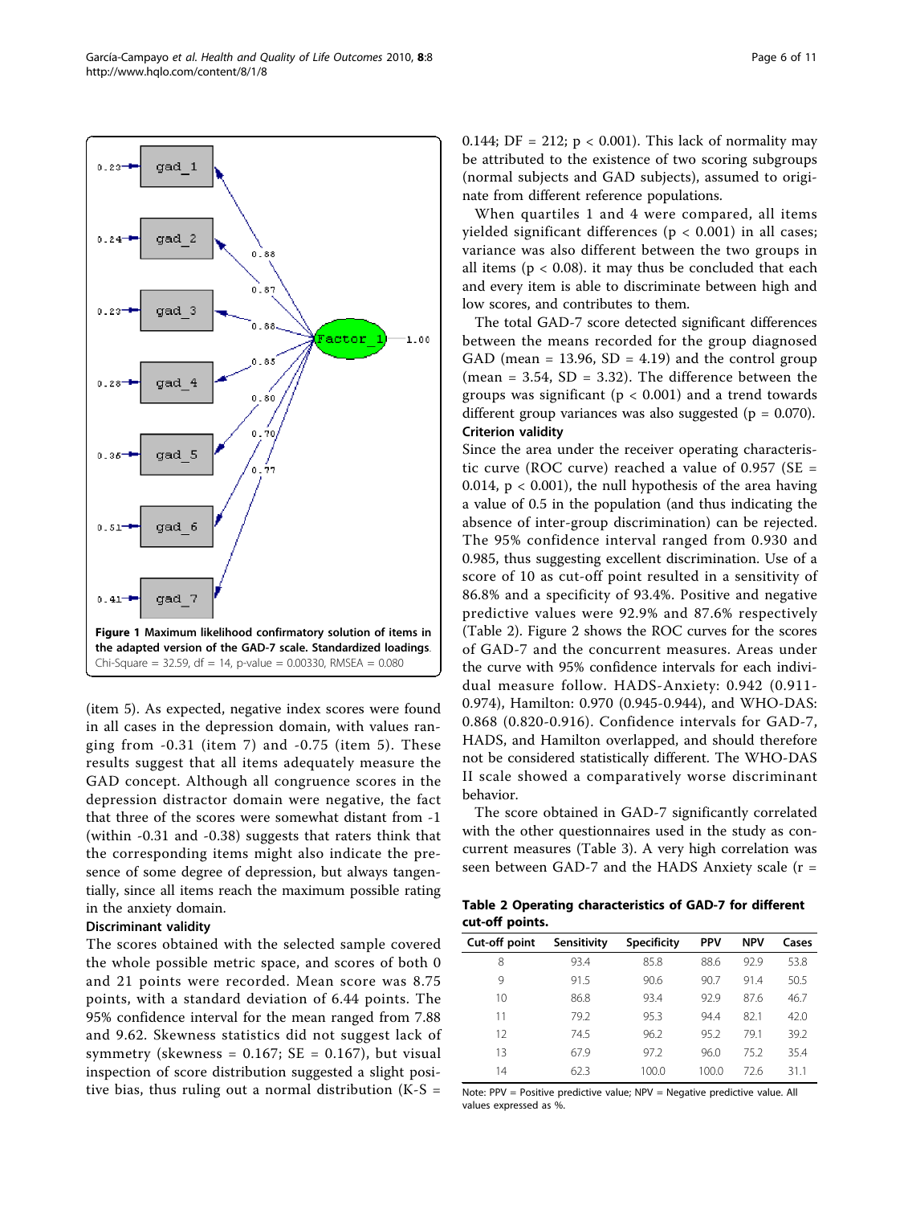**Figure 1 Maximum likelihood confirmatory solution of items in the adapted version of the GAD-7 scale. Standardized loadings**. Chi-Square = 32.59, df = 14, p-value = 0.00330, RMSEA = 0.080

(item 5). As expected, negative index scores were found in all cases in the depression domain, with values ranging from -0.31 (item 7) and -0.75 (item 5). These results suggest that all items adequately measure the GAD concept. Although all congruence scores in the depression distractor domain were negative, the fact that three of the scores were somewhat distant from -1 (within -0.31 and -0.38) suggests that raters think that the corresponding items might also indicate the presence of some degree of depression, but always tangentially, since all items reach the maximum possible rating in the anxiety domain.

### Discriminant validity

The scores obtained with the selected sample covered the whole possible metric space, and scores of both 0 and 21 points were recorded. Mean score was 8.75 points, with a standard deviation of 6.44 points. The 95% confidence interval for the mean ranged from 7.88 and 9.62. Skewness statistics did not suggest lack of symmetry (skewness = 0.167; SE = 0.167), but visual inspection of score distribution suggested a slight positive bias, thus ruling out a normal distribution (K-S = 0.144; DF = 212; $p < 0.001$). This lack of normality may be attributed to the existence of two scoring subgroups (normal subjects and GAD subjects), assumed to originate from different reference populations.

When quartiles 1 and 4 were compared, all items yielded significant differences ($p < 0.001$) in all cases; variance was also different between the two groups in all items ($p < 0.08$). it may thus be concluded that each and every item is able to discriminate between high and low scores, and contributes to them.

The total GAD-7 score detected significant differences between the means recorded for the group diagnosed GAD (mean = 13.96, SD = 4.19) and the control group (mean = 3.54, SD = 3.32). The difference between the groups was significant ($p < 0.001$) and a trend towards different group variances was also suggested ($p = 0.070$).

### Criterion validity

Since the area under the receiver operating characteristic curve (ROC curve) reached a value of 0.957 (SE = 0.014, $p < 0.001$), the null hypothesis of the area having a value of 0.5 in the population (and thus indicating the absence of inter-group discrimination) can be rejected. The 95% confidence interval ranged from 0.930 and 0.985, thus suggesting excellent discrimination. Use of a score of 10 as cut-off point resulted in a sensitivity of 86.8% and a specificity of 93.4%. Positive and negative predictive values were 92.9% and 87.6% respectively (Table 2). Figure 2 shows the ROC curves for the scores of GAD-7 and the concurrent measures. Areas under the curve with 95% confidence intervals for each individual measure follow. HADS-Anxiety: 0.942 (0.911-0.974), Hamilton: 0.970 (0.945-0.944), and WHO-DAS: 0.868 (0.820-0.916). Confidence intervals for GAD-7, HADS, and Hamilton overlapped, and should therefore not be considered statistically different. The WHO-DAS II scale showed a comparatively worse discriminant behavior.

The score obtained in GAD-7 significantly correlated with the other questionnaires used in the study as concurrent measures (Table 3). A very high correlation was seen between GAD-7 and the HADS Anxiety scale (r =

**Table 2 Operating characteristics of GAD-7 for different cut-off points.**

| Cut-off point | Sensitivity | Specificity | PPV | NPV | Cases |
|---|---|---|---|---|---|
| 8 | 93.4 | 85.8 | 88.6 | 92.9 | 53.8 |
| 9 | 91.5 | 90.6 | 90.7 | 91.4 | 50.5 |
| 10 | 86.8 | 93.4 | 92.9 | 87.6 | 46.7 |
| 11 | 79.2 | 95.3 | 94.4 | 82.1 | 42.0 |
| 12 | 74.5 | 96.2 | 95.2 | 79.1 | 39.2 |
| 13 | 67.9 | 97.2 | 96.0 | 75.2 | 35.4 |
| 14 | 62.3 | 100.0 | 100.0 | 72.6 | 31.1 |

Note: PPV = Positive predictive value; NPV = Negative predictive value. All values expressed as %.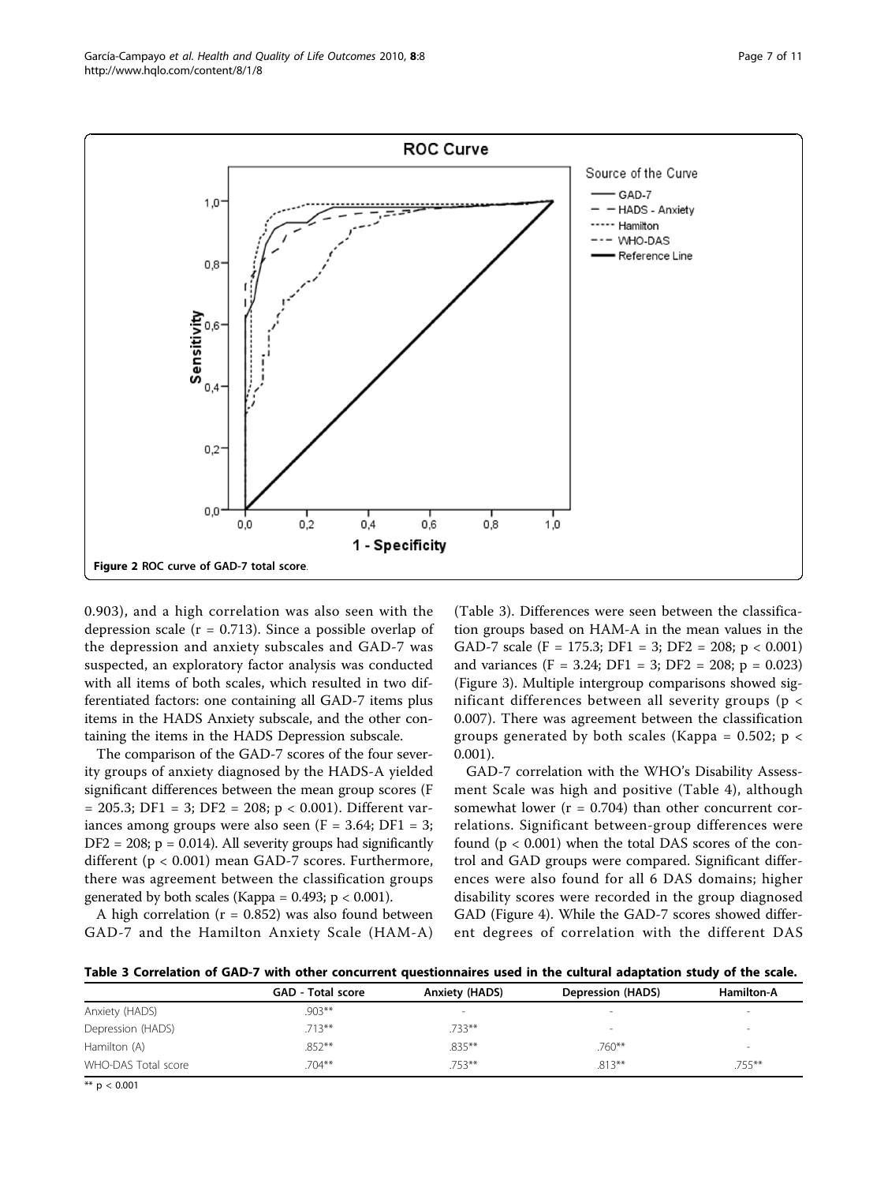Figure 2 ROC curve of GAD-7 total score.

0.903), and a high correlation was also seen with the depression scale (r = 0.713). Since a possible overlap of the depression and anxiety subscales and GAD-7 was suspected, an exploratory factor analysis was conducted with all items of both scales, which resulted in two differentiated factors: one containing all GAD-7 items plus items in the HADS Anxiety subscale, and the other containing the items in the HADS Depression subscale.

The comparison of the GAD-7 scores of the four severity groups of anxiety diagnosed by the HADS-A yielded significant differences between the mean group scores (F = 205.3; DF1 = 3; DF2 = 208; $p < 0.001$). Different variances among groups were also seen (F = 3.64; DF1 = 3; DF2 = 208; p = 0.014). All severity groups had significantly different ($p < 0.001$) mean GAD-7 scores. Furthermore, there was agreement between the classification groups generated by both scales (Kappa = 0.493; $p < 0.001$).

A high correlation (r = 0.852) was also found between GAD-7 and the Hamilton Anxiety Scale (HAM-A) (Table 3). Differences were seen between the classification groups based on HAM-A in the mean values in the GAD-7 scale (F = 175.3; DF1 = 3; DF2 = 208; $p < 0.001$) and variances (F = 3.24; DF1 = 3; DF2 = 208; p = 0.023) (Figure 3). Multiple intergroup comparisons showed significant differences between all severity groups ($p < 0.007$). There was agreement between the classification groups generated by both scales (Kappa = 0.502; $p < 0.001$).

GAD-7 correlation with the WHO's Disability Assessment Scale was high and positive (Table 4), although somewhat lower (r = 0.704) than other concurrent correlations. Significant between-group differences were found ($p < 0.001$) when the total DAS scores of the control and GAD groups were compared. Significant differences were also found for all 6 DAS domains; higher disability scores were recorded in the group diagnosed GAD (Figure 4). While the GAD-7 scores showed different degrees of correlation with the different DAS

**Table 3 Correlation of GAD-7 with other concurrent questionnaires used in the cultural adaptation study of the scale.**

| | GAD - Total score | Anxiety (HADS) | Depression (HADS) | Hamilton-A |
|---|---|---|---|---|
| Anxiety (HADS) | .903** | - | - | - |
| Depression (HADS) | .713** | .733** | - | - |
| Hamilton (A) | .852** | .835** | .760** | - |
| WHO-DAS Total score | .704** | .753** | .813** | .755** |

** $p < 0.001$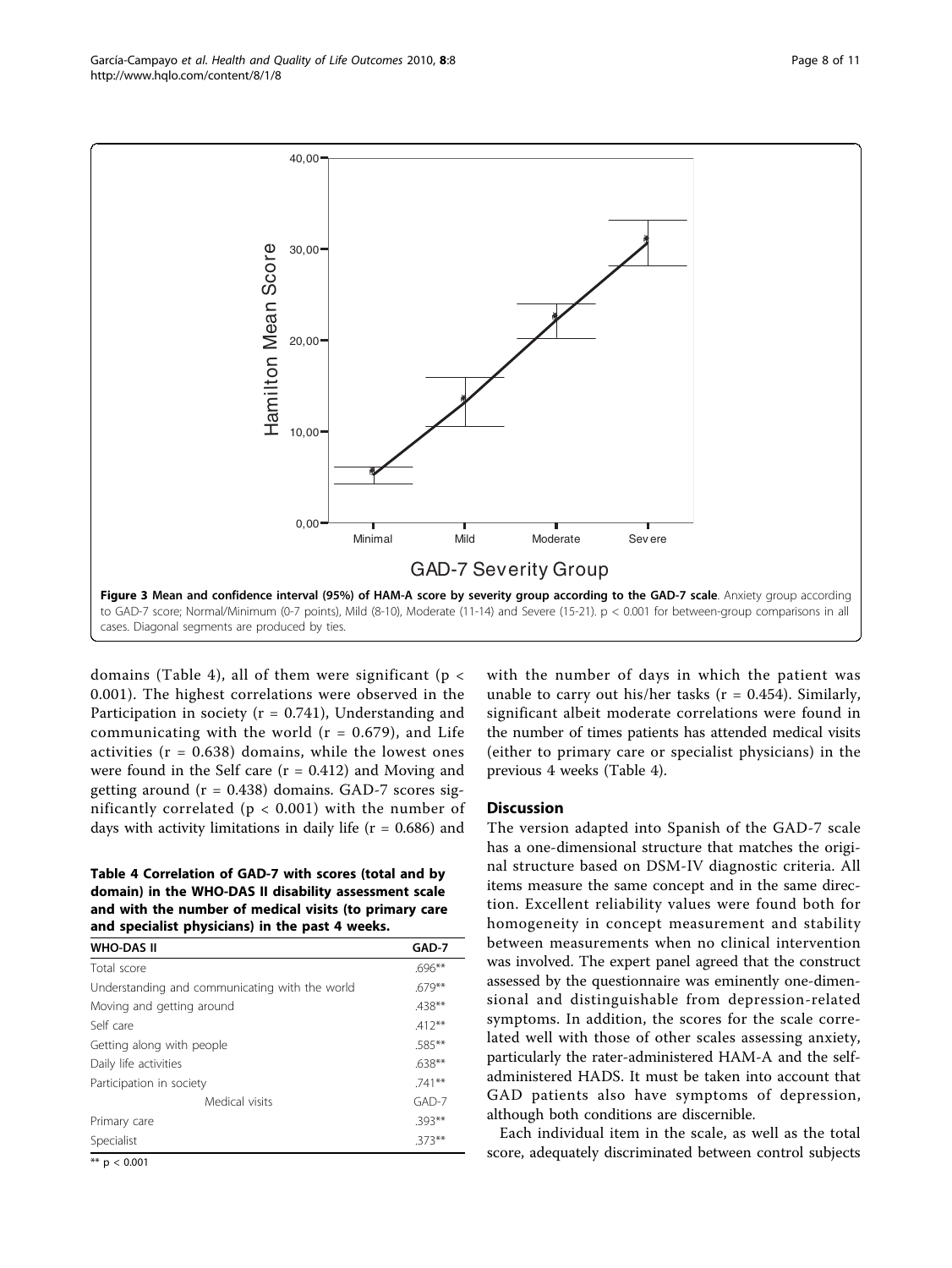Figure 3 Mean and confidence interval (95%) of HAM-A score by severity group according to the GAD-7 scale. Anxiety group according to GAD-7 score; Normal/Minimum (0-7 points), Mild (8-10), Moderate (11-14) and Severe (15-21). p < 0.001 for between-group comparisons in all cases. Diagonal segments are produced by ties.

domains (Table 4), all of them were significant ($p < 0.001$). The highest correlations were observed in the Participation in society ($r = 0.741$), Understanding and communicating with the world ($r = 0.679$), and Life activities ($r = 0.638$) domains, while the lowest ones were found in the Self care ($r = 0.412$) and Moving and getting around ($r = 0.438$) domains. GAD-7 scores significantly correlated ($p < 0.001$) with the number of days with activity limitations in daily life ($r = 0.686$) and with the number of days in which the patient was unable to carry out his/her tasks ($r = 0.454$). Similarly, significant albeit moderate correlations were found in the number of times patients has attended medical visits (either to primary care or specialist physicians) in the previous 4 weeks (Table 4).

**Table 4 Correlation of GAD-7 with scores (total and by domain) in the WHO-DAS II disability assessment scale and with the number of medical visits (to primary care and specialist physicians) in the past 4 weeks.**

| WHO-DAS II | GAD-7 |
|---|---|
| Total score | .696** |
| Understanding and communicating with the world | .679** |
| Moving and getting around | .438** |
| Self care | .412** |
| Getting along with people | .585** |
| Daily life activities | .638** |
| Participation in society | .741** |
| Medical visits | GAD-7 |
| Primary care | .393** |
| Specialist | .373** |

** p < 0.001

## Discussion

The version adapted into Spanish of the GAD-7 scale has a one-dimensional structure that matches the original structure based on DSM-IV diagnostic criteria. All items measure the same concept and in the same direction. Excellent reliability values were found both for homogeneity in concept measurement and stability between measurements when no clinical intervention was involved. The expert panel agreed that the construct assessed by the questionnaire was eminently one-dimensional and distinguishable from depression-related symptoms. In addition, the scores for the scale correlated well with those of other scales assessing anxiety, particularly the rater-administered HAM-A and the self-administered HADS. It must be taken into account that GAD patients also have symptoms of depression, although both conditions are discernible.

Each individual item in the scale, as well as the total score, adequately discriminated between control subjects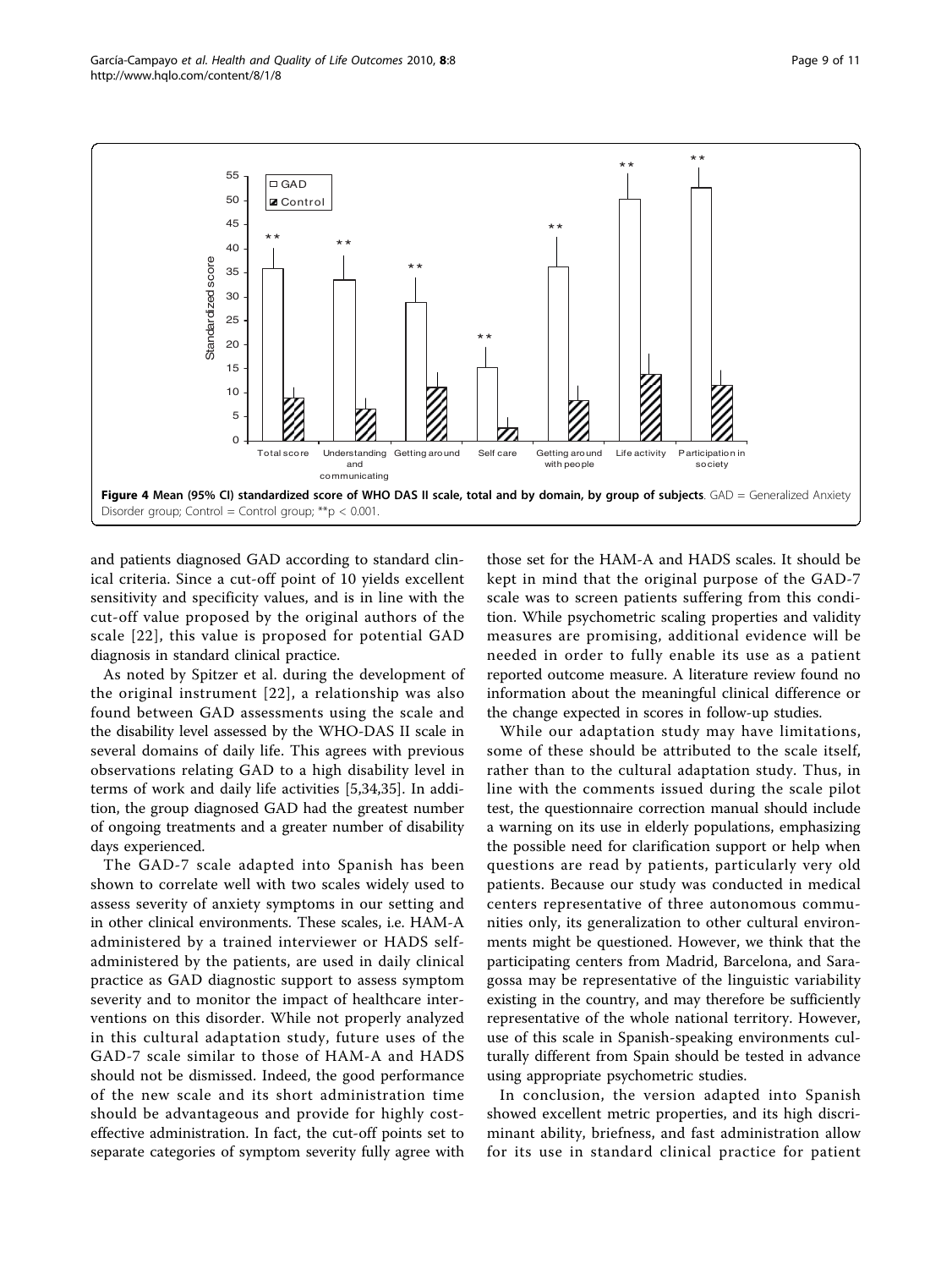**Figure 4 Mean (95% CI) standardized score of WHO DAS II scale, total and by domain, by group of subjects**. GAD = Generalized Anxiety Disorder group; Control = Control group; **p < 0.001.

and patients diagnosed GAD according to standard clinical criteria. Since a cut-off point of 10 yields excellent sensitivity and specificity values, and is in line with the cut-off value proposed by the original authors of the scale [22], this value is proposed for potential GAD diagnosis in standard clinical practice.

As noted by Spitzer et al. during the development of the original instrument [22], a relationship was also found between GAD assessments using the scale and the disability level assessed by the WHO-DAS II scale in several domains of daily life. This agrees with previous observations relating GAD to a high disability level in terms of work and daily life activities [5,34,35]. In addition, the group diagnosed GAD had the greatest number of ongoing treatments and a greater number of disability days experienced.

The GAD-7 scale adapted into Spanish has been shown to correlate well with two scales widely used to assess severity of anxiety symptoms in our setting and in other clinical environments. These scales, i.e. HAM-A administered by a trained interviewer or HADS self-administered by the patients, are used in daily clinical practice as GAD diagnostic support to assess symptom severity and to monitor the impact of healthcare interventions on this disorder. While not properly analyzed in this cultural adaptation study, future uses of the GAD-7 scale similar to those of HAM-A and HADS should not be dismissed. Indeed, the good performance of the new scale and its short administration time should be advantageous and provide for highly cost-effective administration. In fact, the cut-off points set to separate categories of symptom severity fully agree with those set for the HAM-A and HADS scales. It should be kept in mind that the original purpose of the GAD-7 scale was to screen patients suffering from this condition. While psychometric scaling properties and validity measures are promising, additional evidence will be needed in order to fully enable its use as a patient reported outcome measure. A literature review found no information about the meaningful clinical difference or the change expected in scores in follow-up studies.

While our adaptation study may have limitations, some of these should be attributed to the scale itself, rather than to the cultural adaptation study. Thus, in line with the comments issued during the scale pilot test, the questionnaire correction manual should include a warning on its use in elderly populations, emphasizing the possible need for clarification support or help when questions are read by patients, particularly very old patients. Because our study was conducted in medical centers representative of three autonomous communities only, its generalization to other cultural environments might be questioned. However, we think that the participating centers from Madrid, Barcelona, and Saragossa may be representative of the linguistic variability existing in the country, and may therefore be sufficiently representative of the whole national territory. However, use of this scale in Spanish-speaking environments culturally different from Spain should be tested in advance using appropriate psychometric studies.

In conclusion, the version adapted into Spanish showed excellent metric properties, and its high discriminant ability, briefness, and fast administration allow for its use in standard clinical practice for patient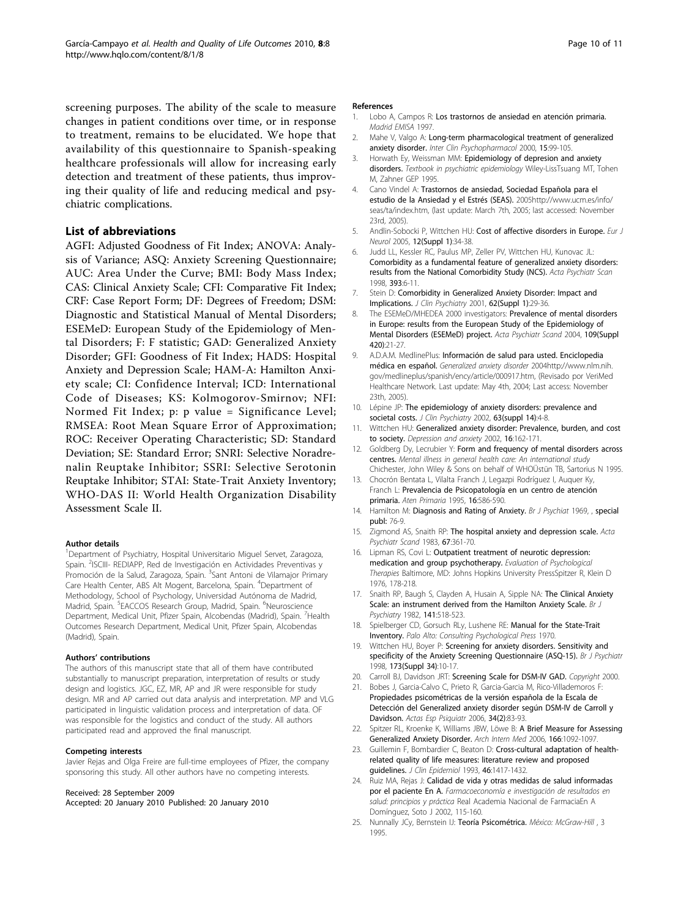screening purposes. The ability of the scale to measure changes in patient conditions over time, or in response to treatment, remains to be elucidated. We hope that availability of this questionnaire to Spanish-speaking healthcare professionals will allow for increasing early detection and treatment of these patients, thus improving their quality of life and reducing medical and psychiatric complications.

## List of abbreviations

AGFI: Adjusted Goodness of Fit Index; ANOVA: Analysis of Variance; ASQ: Anxiety Screening Questionnaire; AUC: Area Under the Curve; BMI: Body Mass Index; CAS: Clinical Anxiety Scale; CFI: Comparative Fit Index; CRF: Case Report Form; DF: Degrees of Freedom; DSM: Diagnostic and Statistical Manual of Mental Disorders; ESEMeD: European Study of the Epidemiology of Mental Disorders; F: F statistic; GAD: Generalized Anxiety Disorder; GFI: Goodness of Fit Index; HADS: Hospital Anxiety and Depression Scale; HAM-A: Hamilton Anxiety scale; CI: Confidence Interval; ICD: International Code of Diseases; KS: Kolmogorov-Smirnov; NFI: Normed Fit Index; p: p value = Significance Level; RMSEA: Root Mean Square Error of Approximation; ROC: Receiver Operating Characteristic; SD: Standard Deviation; SE: Standard Error; SNRI: Selective Noradrenalin Reuptake Inhibitor; SSRI: Selective Serotonin Reuptake Inhibitor; STAI: State-Trait Anxiety Inventory; WHO-DAS II: World Health Organization Disability Assessment Scale II.

#### Author details

[1]Department of Psychiatry, Hospital Universitario Miguel Servet, Zaragoza, Spain. [2]ISCIII- REDIAPP, Red de Investigación en Actividades Preventivas y Promoción de la Salud, Zaragoza, Spain. [3]Sant Antoni de Vilamajor Primary Care Health Center, ABS Alt Mogent, Barcelona, Spain. [4]Department of Methodology, School of Psychology, Universidad Autónoma de Madrid, Madrid, Spain. [5]EACCOS Research Group, Madrid, Spain. [6]Neuroscience Department, Medical Unit, Pfizer Spain, Alcobendas (Madrid), Spain. [7]Health Outcomes Research Department, Medical Unit, Pfizer Spain, Alcobendas (Madrid), Spain.

#### Authors' contributions

The authors of this manuscript state that all of them have contributed substantially to manuscript preparation, interpretation of results or study design and logistics. JGC, EZ, MR, AP and JR were responsible for study design. MR and AP carried out data analysis and interpretation. MP and VLG participated in linguistic validation process and interpretation of data. OF was responsible for the logistics and conduct of the study. All authors participated read and approved the final manuscript.

#### Competing interests

Javier Rejas and Olga Freire are full-time employees of Pfizer, the company sponsoring this study. All other authors have no competing interests.

Received: 28 September 2009
Accepted: 20 January 2010 Published: 20 January 2010

#### References

1. Lobo A, Campos R: **Los trastornos de ansiedad en atención primaria.** *Madrid EMISA* 1997.
2. Mahe V, Valgo A: **Long-term pharmacological treatment of generalized anxiety disorder.** *Inter Clin Psychopharmacol* 2000, **15**:99-105.
3. Horwath Ey, Weissman MM: **Epidemiology of depresion and anxiety disorders.** *Textbook in psychiatric epidemiology* Wiley-LissTsuang MT, Tohen M, Zahner GEP 1995.
4. Cano Vindel A: **Trastornos de ansiedad, Sociedad Española para el estudio de la Ansiedad y el Estrés (SEAS).** 2005http://www.ucm.es/info/seas/ta/index.htm, (last update: March 7th, 2005; last accessed: November 23rd, 2005).
5. Andlin-Sobocki P, Wittchen HU: **Cost of affective disorders in Europe.** *Eur J Neurol* 2005, **12(Suppl 1)**:34-38.
6. Judd LL, Kessler RC, Paulus MP, Zeller PV, Wittchen HU, Kunovac JL: **Comorbidity as a fundamental feature of generalized anxiety disorders: results from the National Comorbidity Study (NCS).** *Acta Psychiatr Scan* 1998, **393**:6-11.
7. Stein D: **Comorbidity in Generalized Anxiety Disorder: Impact and Implications.** *J Clin Psychiatry* 2001, **62(Suppl 1)**:29-36.
8. The ESEMeD/MHEDEA 2000 investigators: **Prevalence of mental disorders in Europe: results from the European Study of the Epidemiology of Mental Disorders (ESEMeD) project.** *Acta Psychiatr Scand* 2004, **109(Suppl 420)**:21-27.
9. A.D.A.M. MedlinePlus: **Información de salud para usted. Enciclopedia médica en español.** *Generalized anxiety disorder* 2004http://www.nlm.nih.gov/medlineplus/spanish/ency/article/000917.htm, (Revisado por VeriMed Healthcare Network. Last update: May 4th, 2004; Last access: November 23th, 2005).
10. Lépine JP: **The epidemiology of anxiety disorders: prevalence and societal costs.** *J Clin Psychiatry* 2002, **63(suppl 14)**:4-8.
11. Wittchen HU: **Generalized anxiety disorder: Prevalence, burden, and cost to society.** *Depression and anxiety* 2002, **16**:162-171.
12. Goldberg Dy, Lecrubier Y: **Form and frequency of mental disorders across centres.** *Mental illness in general health care: An international study* Chichester, John Wiley & Sons on behalf of WHOÜstün TB, Sartorius N 1995.
13. Chocrón Bentata L, Vilalta Franch J, Legazpi Rodríguez I, Auquer Ky, Franch L: **Prevalencia de Psicopatología en un centro de atención primaria.** *Aten Primaria* 1995, **16**:586-590.
14. Hamilton M: **Diagnosis and Rating of Anxiety.** *Br J Psychiat* 1969, , **special publ**: 76-9.
15. Zigmond AS, Snaith RP: **The hospital anxiety and depression scale.** *Acta Psychiatr Scand* 1983, **67**:361-70.
16. Lipman RS, Covi L: **Outpatient treatment of neurotic depression: medication and group psychotherapy.** *Evaluation of Psychological Therapies* Baltimore, MD: Johns Hopkins University PressSpitzer R, Klein D 1976, 178-218.
17. Snaith RP, Baugh S, Clayden A, Husain A, Sipple NA: **The Clinical Anxiety Scale: an instrument derived from the Hamilton Anxiety Scale.** *Br J Psychiatry* 1982, **141**:518-523.
18. Spielberger CD, Gorsuch RLy, Lushene RE: **Manual for the State-Trait Inventory.** *Palo Alto: Consulting Psychological Press* 1970.
19. Wittchen HU, Boyer P: **Screening for anxiety disorders. Sensitivity and specificity of the Anxiety Screening Questionnaire (ASQ-15).** *Br J Psychiatr* 1998, **173(Suppl 34)**:10-17.
20. Carroll BJ, Davidson JRT: **Screening Scale for DSM-IV GAD.** *Copyright* 2000.
21. Bobes J, Garcia-Calvo C, Prieto R, Garcia-Garcia M, Rico-Villademoros F: **Propiedades psicométricas de la versión española de la Escala de Detección del Generalized anxiety disorder según DSM-IV de Carroll y Davidson.** *Actas Esp Psiquiatr* 2006, **34(2)**:83-93.
22. Spitzer RL, Kroenke K, Williams JBW, Löwe B: **A Brief Measure for Assessing Generalized Anxiety Disorder.** *Arch Intern Med* 2006, **166**:1092-1097.
23. Guillemin F, Bombardier C, Beaton D: **Cross-cultural adaptation of health-related quality of life measures: literature review and proposed guidelines.** *J Clin Epidemiol* 1993, **46**:1417-1432.
24. Ruiz MA, Rejas J: **Calidad de vida y otras medidas de salud informadas por el paciente En A.** *Farmacoeconomía e investigación de resultados en salud: principios y práctica* Real Academia Nacional de FarmaciaEn A Domínguez, Soto J 2002, 115-160.
25. Nunnally JCy, Bernstein IJ: **Teoría Psicométrica.** *México: McGraw-Hill* , 3 1995.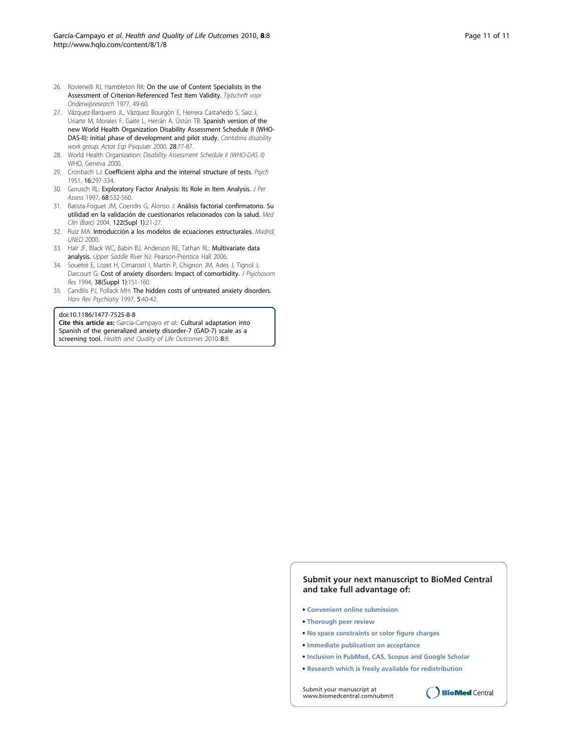26. Rovienelli RJ, Hambleton RK: **On the use of Content Specialists in the Assessment of Criterion-Referenced Test Item Validity.** *Tijdschrift voor Onderwijsresearch* 1977, 49-60.
27. Vázquez-Barquero JL, Vázquez Bourgón E, Herrera Castañedo S, Saiz J, Uriarte M, Morales F, Gaite L, Herrán A, Üstün TB: **Spanish version of the new World Health Organization Disability Assessment Schedule II (WHO-DAS-II): initial phase of development and pilot study.** *Cantabria disability work group, Actas Esp* Psiquiatr 2000, **28**:77-87.
28. World Health Organization: *Disability Assessment Schedule II (WHO-DAS II)* WHO, Geneva 2000.
29. Cronbach LJ: **Coefficient alpha and the internal structure of tests.** *Psych* 1951, **16**:297-334.
30. Gorusch RL: **Exploratory Factor Analysis: Its Role in Item Analysis.** *J Per Assess* 1997, **68**:532-560.
31. Batista-Foguet JM, Coendrs G, Alonso J: **Análisis factorial confirmatorio. Su utilidad en la validación de cuestionarios relacionados con la salud.** *Med Clin (Barc)* 2004, **122(Supl 1)**:21-27.
32. Ruiz MA: **Introducción a los modelos de ecuaciones estructurales.** *Madrid, UNED* 2000.
33. Hair JF, Black WC, Babin BJ, Anderson RE, Tathan RL: **Multivariate data analysis.** *Upper Saddle River* NJ: Pearson-Prentice Hall 2006.
34. Souetre E, Lozet H, Cimarosti I, Martin P, Chignon JM, Ades J, Tignol J, Darcourt G: **Cost of anxiety disorders: Impact of comorbidity.** *J Psychosom Res* 1994, **38(Suppl 1)**:151-160.
35. Candilis PJ, Pollack MH: **The hidden costs of untreated anxiety disorders.** *Harv Rev Psychiatry* 1997, **5**:40-42.

doi:10.1186/1477-7525-8-8

**Cite this article as:** García-Campayo *et al.*: Cultural adaptation into Spanish of the generalized anxiety disorder-7 (GAD-7) scale as a screening tool. *Health and Quality of Life Outcomes* 2010 **8**:8.

**Submit your next manuscript to BioMed Central and take full advantage of:**

- Convenient online submission
- Thorough peer review
- No space constraints or color figure charges
- Immediate publication on acceptance
- Inclusion in PubMed, CAS, Scopus and Google Scholar
- Research which is freely available for redistribution

Submit your manuscript at www.biomedcentral.com/submit

BioMed Central